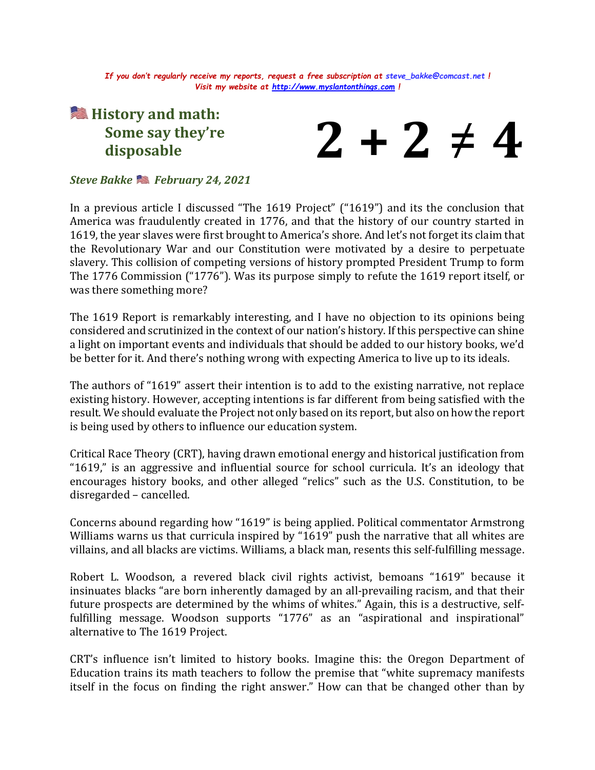*If you don't regularly receive my reports, request a free subscription at steve_bakke@comcast.net !*
*Visit my website at http://www.myslantonthings.com !*

# 🇺🇸 History and math: Some say they're disposable

# $2 + 2 \neq 4$

***Steve Bakke 🇺🇸 February 24, 2021***

In a previous article I discussed "The 1619 Project" ("1619") and its the conclusion that America was fraudulently created in 1776, and that the history of our country started in 1619, the year slaves were first brought to America's shore. And let's not forget its claim that the Revolutionary War and our Constitution were motivated by a desire to perpetuate slavery. This collision of competing versions of history prompted President Trump to form The 1776 Commission ("1776"). Was its purpose simply to refute the 1619 report itself, or was there something more?

The 1619 Report is remarkably interesting, and I have no objection to its opinions being considered and scrutinized in the context of our nation's history. If this perspective can shine a light on important events and individuals that should be added to our history books, we'd be better for it. And there's nothing wrong with expecting America to live up to its ideals.

The authors of "1619" assert their intention is to add to the existing narrative, not replace existing history. However, accepting intentions is far different from being satisfied with the result. We should evaluate the Project not only based on its report, but also on how the report is being used by others to influence our education system.

Critical Race Theory (CRT), having drawn emotional energy and historical justification from "1619," is an aggressive and influential source for school curricula. It's an ideology that encourages history books, and other alleged "relics" such as the U.S. Constitution, to be disregarded – cancelled.

Concerns abound regarding how "1619" is being applied. Political commentator Armstrong Williams warns us that curricula inspired by "1619" push the narrative that all whites are villains, and all blacks are victims. Williams, a black man, resents this self-fulfilling message.

Robert L. Woodson, a revered black civil rights activist, bemoans "1619" because it insinuates blacks "are born inherently damaged by an all-prevailing racism, and that their future prospects are determined by the whims of whites." Again, this is a destructive, self-fulfilling message. Woodson supports "1776" as an "aspirational and inspirational" alternative to The 1619 Project.

CRT's influence isn't limited to history books. Imagine this: the Oregon Department of Education trains its math teachers to follow the premise that "white supremacy manifests itself in the focus on finding the right answer." How can that be changed other than by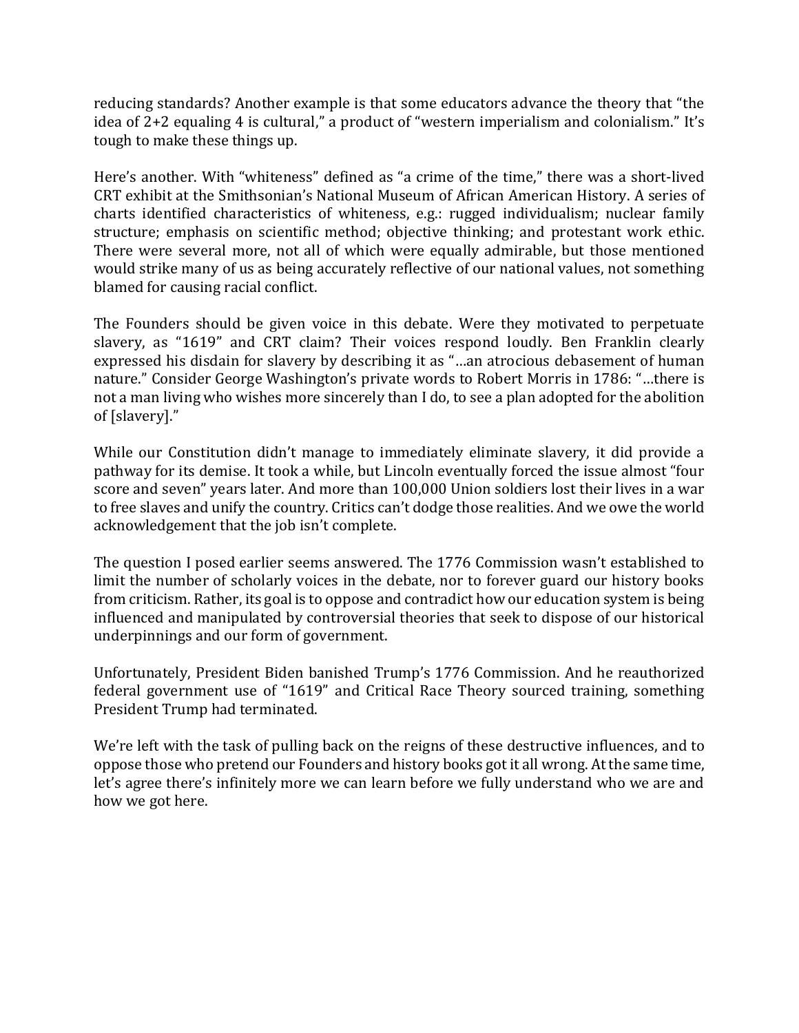reducing standards? Another example is that some educators advance the theory that "the idea of 2+2 equaling 4 is cultural," a product of "western imperialism and colonialism." It's tough to make these things up.

Here's another. With "whiteness" defined as "a crime of the time," there was a short-lived CRT exhibit at the Smithsonian's National Museum of African American History. A series of charts identified characteristics of whiteness, e.g.: rugged individualism; nuclear family structure; emphasis on scientific method; objective thinking; and protestant work ethic. There were several more, not all of which were equally admirable, but those mentioned would strike many of us as being accurately reflective of our national values, not something blamed for causing racial conflict.

The Founders should be given voice in this debate. Were they motivated to perpetuate slavery, as "1619" and CRT claim? Their voices respond loudly. Ben Franklin clearly expressed his disdain for slavery by describing it as "…an atrocious debasement of human nature." Consider George Washington's private words to Robert Morris in 1786: "…there is not a man living who wishes more sincerely than I do, to see a plan adopted for the abolition of [slavery]."

While our Constitution didn't manage to immediately eliminate slavery, it did provide a pathway for its demise. It took a while, but Lincoln eventually forced the issue almost "four score and seven" years later. And more than 100,000 Union soldiers lost their lives in a war to free slaves and unify the country. Critics can't dodge those realities. And we owe the world acknowledgement that the job isn't complete.

The question I posed earlier seems answered. The 1776 Commission wasn't established to limit the number of scholarly voices in the debate, nor to forever guard our history books from criticism. Rather, its goal is to oppose and contradict how our education system is being influenced and manipulated by controversial theories that seek to dispose of our historical underpinnings and our form of government.

Unfortunately, President Biden banished Trump's 1776 Commission. And he reauthorized federal government use of "1619" and Critical Race Theory sourced training, something President Trump had terminated.

We're left with the task of pulling back on the reigns of these destructive influences, and to oppose those who pretend our Founders and history books got it all wrong. At the same time, let's agree there's infinitely more we can learn before we fully understand who we are and how we got here.